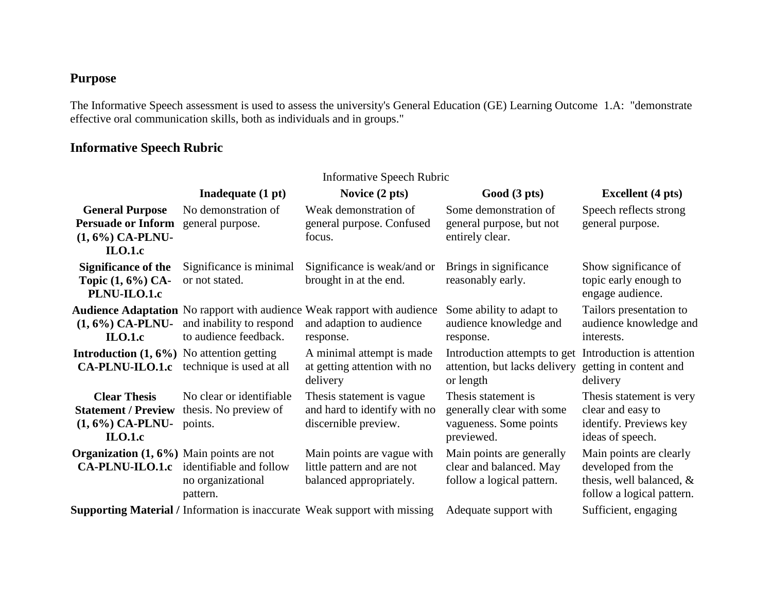## Purpose

The Informative Speech assessment is used to assess the university's General Education (GE) Learning Outcome 1.A: "demonstrate effective oral communication skills, both as individuals and in groups."

## Informative Speech Rubric

Informative Speech Rubric

| | Inadequate (1 pt) | Novice (2 pts) | Good (3 pts) | Excellent (4 pts) |
|---|---|---|---|---|
| **General Purpose Persuade or Inform (1, 6%) CA-PLNU-ILO.1.c** | No demonstration of general purpose. | Weak demonstration of general purpose. Confused focus. | Some demonstration of general purpose, but not entirely clear. | Speech reflects strong general purpose. |
| **Significance of the Topic (1, 6%) CA-PLNU-ILO.1.c** | Significance is minimal or not stated. | Significance is weak/and or brought in at the end. | Brings in significance reasonably early. | Show significance of topic early enough to engage audience. |
| **Audience Adaptation (1, 6%) CA-PLNU-ILO.1.c** | No rapport with audience and inability to respond to audience feedback. | Weak rapport with audience and adaption to audience response. | Some ability to adapt to audience knowledge and response. | Tailors presentation to audience knowledge and interests. |
| **Introduction (1, 6%) CA-PLNU-ILO.1.c** | No attention getting technique is used at all | A minimal attempt is made at getting attention with no delivery | Introduction attempts to get attention, but lacks delivery or length | Introduction is attention getting in content and delivery |
| **Clear Thesis Statement / Preview (1, 6%) CA-PLNU-ILO.1.c** | No clear or identifiable thesis. No preview of points. | Thesis statement is vague and hard to identify with no discernible preview. | Thesis statement is generally clear with some vagueness. Some points previewed. | Thesis statement is very clear and easy to identify. Previews key ideas of speech. |
| **Organization (1, 6%) CA-PLNU-ILO.1.c** | Main points are not identifiable and follow no organizational pattern. | Main points are vague with little pattern and are not balanced appropriately. | Main points are generally clear and balanced. May follow a logical pattern. | Main points are clearly developed from the thesis, well balanced, & follow a logical pattern. |
| **Supporting Material /** | Information is inaccurate | Weak support with missing | Adequate support with | Sufficient, engaging |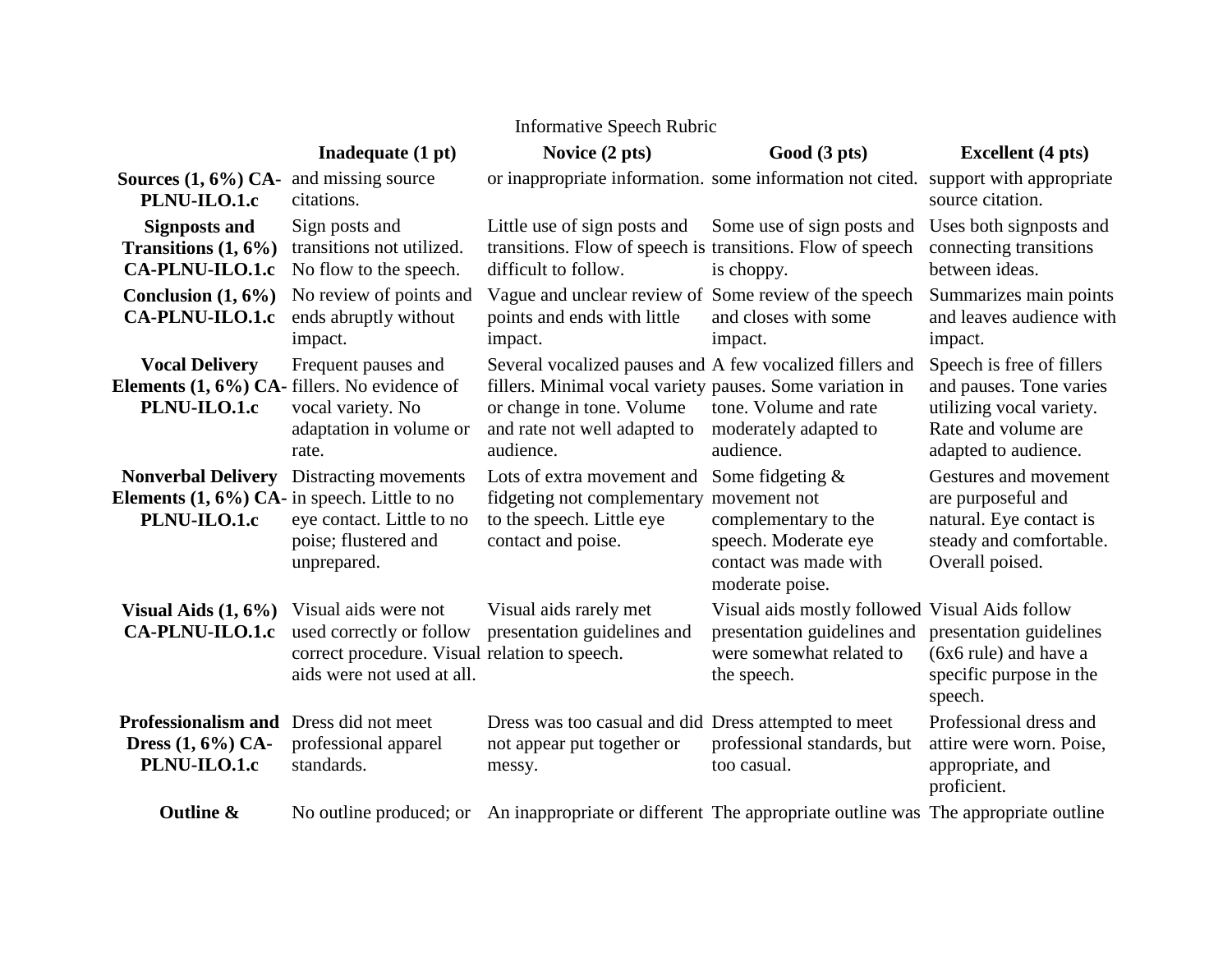Informative Speech Rubric

| | Inadequate (1 pt) | Novice (2 pts) | Good (3 pts) | Excellent (4 pts) |
|---|---|---|---|---|
| **Sources (1, 6%) CA-PLNU-ILO.1.c** | and missing source citations. | or inappropriate information. | some information not cited. | support with appropriate source citation. |
| **Signposts and Transitions (1, 6%) CA-PLNU-ILO.1.c** | Sign posts and transitions not utilized. No flow to the speech. | Little use of sign posts and transitions. Flow of speech is difficult to follow. | Some use of sign posts and transitions. Flow of speech is choppy. | Uses both signposts and connecting transitions between ideas. |
| **Conclusion (1, 6%) CA-PLNU-ILO.1.c** | No review of points and ends abruptly without impact. | Vague and unclear review of points and ends with little impact. | Some review of the speech and closes with some impact. | Summarizes main points and leaves audience with impact. |
| **Vocal Delivery Elements (1, 6%) CA-PLNU-ILO.1.c** | Frequent pauses and fillers. No evidence of vocal variety. No adaptation in volume or rate. | Several vocalized pauses and fillers. Minimal vocal variety or change in tone. Volume and rate not well adapted to audience. | A few vocalized fillers and pauses. Some variation in tone. Volume and rate moderately adapted to audience. | Speech is free of fillers and pauses. Tone varies utilizing vocal variety. Rate and volume are adapted to audience. |
| **Nonverbal Delivery Elements (1, 6%) CA-PLNU-ILO.1.c** | Distracting movements in speech. Little to no eye contact. Little to no poise; flustered and unprepared. | Lots of extra movement and fidgeting not complementary to the speech. Little eye contact and poise. | Some fidgeting & movement not complementary to the speech. Moderate eye contact was made with moderate poise. | Gestures and movement are purposeful and natural. Eye contact is steady and comfortable. Overall poised. |
| **Visual Aids (1, 6%) CA-PLNU-ILO.1.c** | Visual aids were not used correctly or follow correct procedure. Visual aids were not used at all. | Visual aids rarely met presentation guidelines and relation to speech. | Visual aids mostly followed presentation guidelines and were somewhat related to the speech. | Visual Aids follow presentation guidelines (6x6 rule) and have a specific purpose in the speech. |
| **Professionalism and Dress (1, 6%) CA-PLNU-ILO.1.c** | Dress did not meet professional apparel standards. | Dress was too casual and did not appear put together or messy. | Dress attempted to meet professional standards, but too casual. | Professional dress and attire were worn. Poise, appropriate, and proficient. |
| **Outline &** | No outline produced; or | An inappropriate or different | The appropriate outline was | The appropriate outline |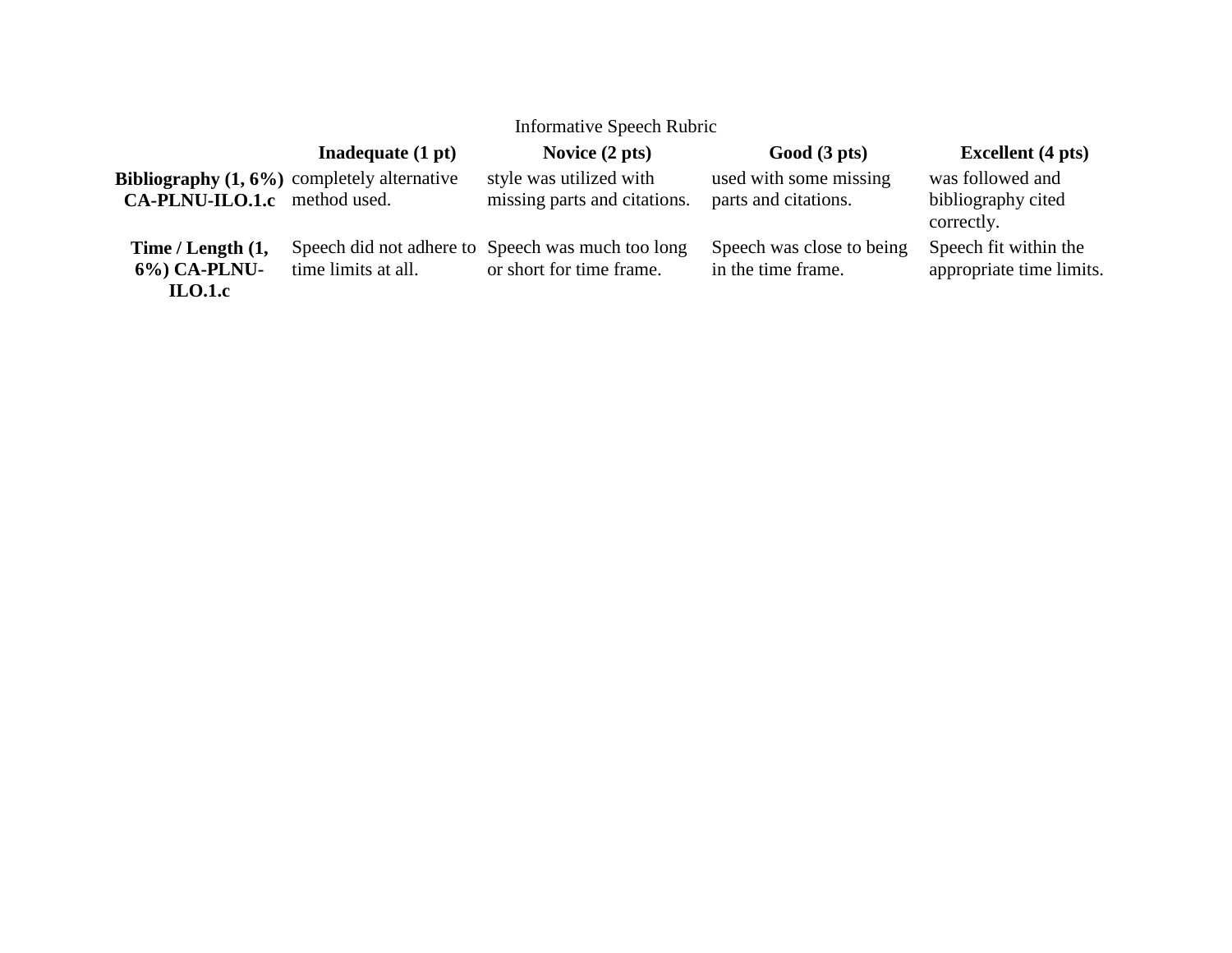Informative Speech Rubric

| | Inadequate (1 pt) | Novice (2 pts) | Good (3 pts) | Excellent (4 pts) |
|---|---|---|---|---|
| **Bibliography (1, 6%) CA-PLNU-ILO.1.c** | completely alternative method used. | style was utilized with missing parts and citations. | used with some missing parts and citations. | was followed and bibliography cited correctly. |
| **Time / Length (1, 6%) CA-PLNU-ILO.1.c** | Speech did not adhere to time limits at all. | Speech was much too long or short for time frame. | Speech was close to being in the time frame. | Speech fit within the appropriate time limits. |